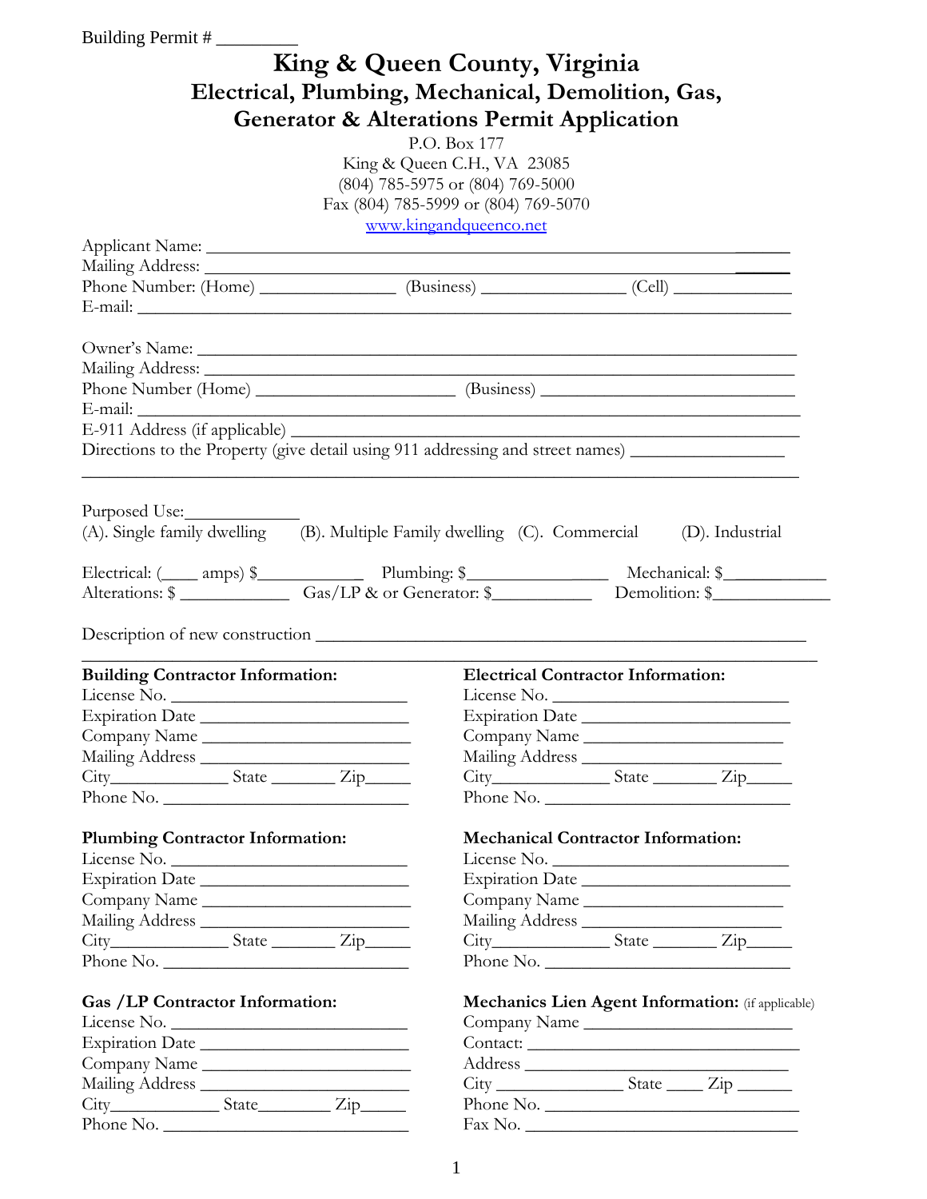Building Permit # _________

# King & Queen County, Virginia

## Electrical, Plumbing, Mechanical, Demolition, Gas, Generator & Alterations Permit Application

P.O. Box 177
King & Queen C.H., VA 23085
(804) 785-5975 or (804) 769-5000
Fax (804) 785-5999 or (804) 769-5070
www.kingandqueenco.net

Applicant Name: ________________________________________________________________
Mailing Address: ________________________________________________________________
Phone Number: (Home) _______________ (Business) ________________ (Cell) _____________
E-mail: ____________________________________________________________________

Owner's Name: __________________________________________________________________
Mailing Address: ________________________________________________________________
Phone Number (Home) ______________________ (Business) ____________________________
E-mail: ____________________________________________________________________
E-911 Address (if applicable) _______________________________________________________
Directions to the Property (give detail using 911 addressing and street names) _________________
______________________________________________________________________________

Purposed Use:____________
(A). Single family dwelling (B). Multiple Family dwelling (C). Commercial (D). Industrial

Electrical: (____ amps) $____________ Plumbing: $________________ Mechanical: $___________
Alterations: $ ____________ Gas/LP & or Generator: $___________ Demolition: $_____________

Description of new construction ________________________________________________________
______________________________________________________________________________

**Building Contractor Information:**
License No. __________________________
Expiration Date _______________________
Company Name _______________________
Mailing Address _______________________
City_____________ State _______ Zip_____
Phone No. ___________________________

**Electrical Contractor Information:**
License No. __________________________
Expiration Date _______________________
Company Name _______________________
Mailing Address _______________________
City_____________ State _______ Zip_____
Phone No. ___________________________

**Plumbing Contractor Information:**
License No. __________________________
Expiration Date _______________________
Company Name _______________________
Mailing Address _______________________
City_____________ State _______ Zip_____
Phone No. ___________________________

**Mechanical Contractor Information:**
License No. __________________________
Expiration Date _______________________
Company Name _______________________
Mailing Address _______________________
City_____________ State _______ Zip_____
Phone No. ___________________________

**Gas /LP Contractor Information:**
License No. __________________________
Expiration Date _______________________
Company Name _______________________
Mailing Address _______________________
City____________ State________ Zip_____
Phone No. ___________________________

**Mechanics Lien Agent Information:** (if applicable)
Company Name ________________________
Contact: _____________________________
Address _____________________________
City ______________ State ____ Zip ______
Phone No. ____________________________
Fax No. ______________________________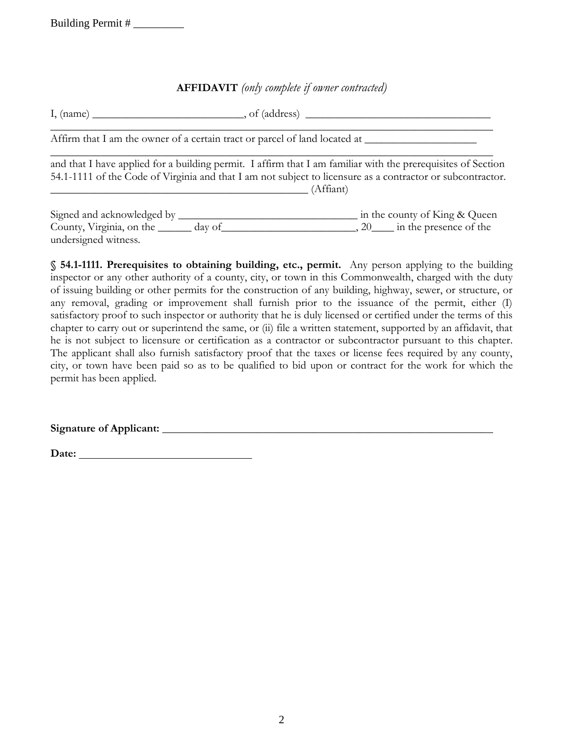Building Permit # _________

**AFFIDAVIT** *(only complete if owner contracted)*

I, (name) ____________________________, of (address) __________________________________
______________________________________________________________________________

Affirm that I am the owner of a certain tract or parcel of land located at ____________________
______________________________________________________________________________

and that I have applied for a building permit. I affirm that I am familiar with the prerequisites of Section 54.1-1111 of the Code of Virginia and that I am not subject to licensure as a contractor or subcontractor.

_______________________________________________ (Affiant)

Signed and acknowledged by _________________________________ in the county of King & Queen County, Virginia, on the ______ day of________________________, 20____ in the presence of the undersigned witness.

**§ 54.1-1111. Prerequisites to obtaining building, etc., permit.** Any person applying to the building inspector or any other authority of a county, city, or town in this Commonwealth, charged with the duty of issuing building or other permits for the construction of any building, highway, sewer, or structure, or any removal, grading or improvement shall furnish prior to the issuance of the permit, either (I) satisfactory proof to such inspector or authority that he is duly licensed or certified under the terms of this chapter to carry out or superintend the same, or (ii) file a written statement, supported by an affidavit, that he is not subject to licensure or certification as a contractor or subcontractor pursuant to this chapter. The applicant shall also furnish satisfactory proof that the taxes or license fees required by any county, city, or town have been paid so as to be qualified to bid upon or contract for the work for which the permit has been applied.

**Signature of Applicant:** ______________________________________________________________

**Date:** _______________________________